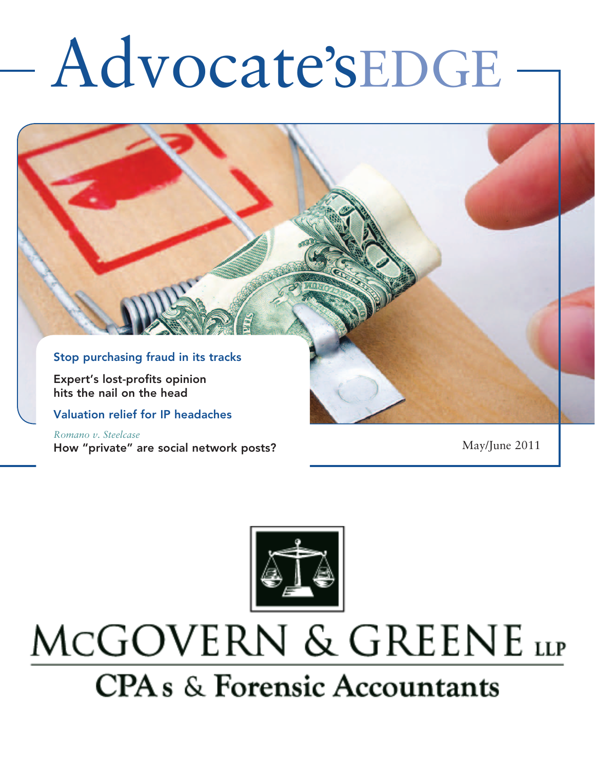# Advocate'sEDGE

**Stop purchasing fraud in its tracks**

**Expert's lost-profits opinion hits the nail on the head**

**Valuation relief for IP headaches**

*Romano v. Steelcase*
**How "private" are social network posts?**

May/June 2011

# McGOVERN & GREENE LLP

## CPAs & Forensic Accountants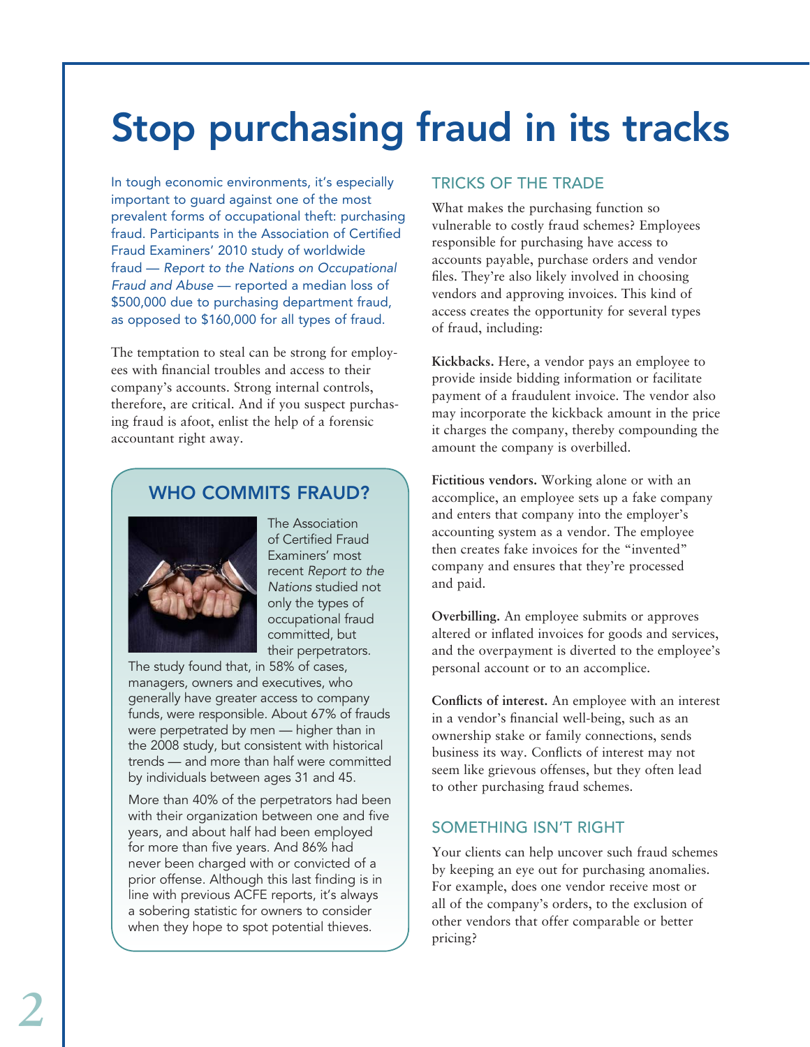# Stop purchasing fraud in its tracks

In tough economic environments, it's especially important to guard against one of the most prevalent forms of occupational theft: purchasing fraud. Participants in the Association of Certified Fraud Examiners' 2010 study of worldwide fraud — *Report to the Nations on Occupational Fraud and Abuse* — reported a median loss of $500,000 due to purchasing department fraud, as opposed to $160,000 for all types of fraud.

The temptation to steal can be strong for employees with financial troubles and access to their company's accounts. Strong internal controls, therefore, are critical. And if you suspect purchasing fraud is afoot, enlist the help of a forensic accountant right away.

## WHO COMMITS FRAUD?

The Association of Certified Fraud Examiners' most recent *Report to the Nations* studied not only the types of occupational fraud committed, but their perpetrators. The study found that, in 58% of cases, managers, owners and executives, who generally have greater access to company funds, were responsible. About 67% of frauds were perpetrated by men — higher than in the 2008 study, but consistent with historical trends — and more than half were committed by individuals between ages 31 and 45.

More than 40% of the perpetrators had been with their organization between one and five years, and about half had been employed for more than five years. And 86% had never been charged with or convicted of a prior offense. Although this last finding is in line with previous ACFE reports, it's always a sobering statistic for owners to consider when they hope to spot potential thieves.

## TRICKS OF THE TRADE

What makes the purchasing function so vulnerable to costly fraud schemes? Employees responsible for purchasing have access to accounts payable, purchase orders and vendor files. They're also likely involved in choosing vendors and approving invoices. This kind of access creates the opportunity for several types of fraud, including:

**Kickbacks.** Here, a vendor pays an employee to provide inside bidding information or facilitate payment of a fraudulent invoice. The vendor also may incorporate the kickback amount in the price it charges the company, thereby compounding the amount the company is overbilled.

**Fictitious vendors.** Working alone or with an accomplice, an employee sets up a fake company and enters that company into the employer's accounting system as a vendor. The employee then creates fake invoices for the "invented" company and ensures that they're processed and paid.

**Overbilling.** An employee submits or approves altered or inflated invoices for goods and services, and the overpayment is diverted to the employee's personal account or to an accomplice.

**Conflicts of interest.** An employee with an interest in a vendor's financial well-being, such as an ownership stake or family connections, sends business its way. Conflicts of interest may not seem like grievous offenses, but they often lead to other purchasing fraud schemes.

## SOMETHING ISN'T RIGHT

Your clients can help uncover such fraud schemes by keeping an eye out for purchasing anomalies. For example, does one vendor receive most or all of the company's orders, to the exclusion of other vendors that offer comparable or better pricing?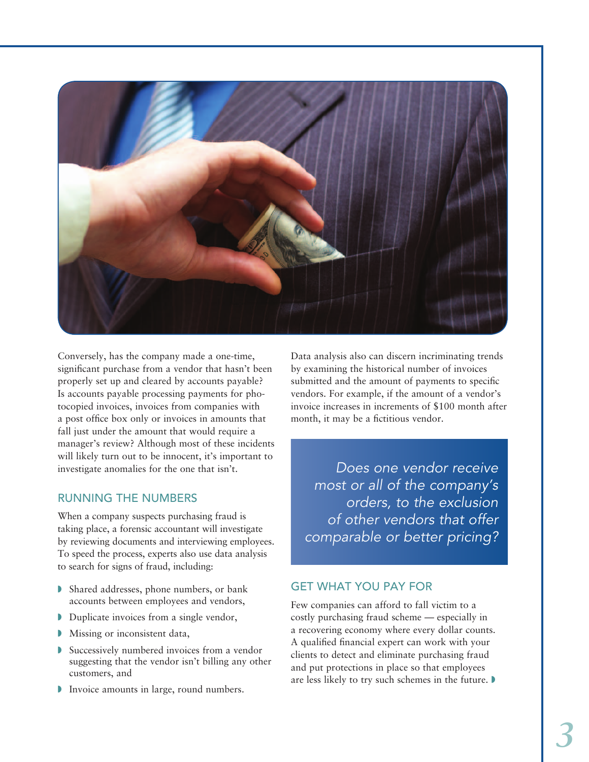Conversely, has the company made a one-time, significant purchase from a vendor that hasn't been properly set up and cleared by accounts payable? Is accounts payable processing payments for photocopied invoices, invoices from companies with a post office box only or invoices in amounts that fall just under the amount that would require a manager's review? Although most of these incidents will likely turn out to be innocent, it's important to investigate anomalies for the one that isn't.

## RUNNING THE NUMBERS

When a company suspects purchasing fraud is taking place, a forensic accountant will investigate by reviewing documents and interviewing employees. To speed the process, experts also use data analysis to search for signs of fraud, including:

- Shared addresses, phone numbers, or bank accounts between employees and vendors,
- Duplicate invoices from a single vendor,
- Missing or inconsistent data,
- Successively numbered invoices from a vendor suggesting that the vendor isn't billing any other customers, and
- Invoice amounts in large, round numbers.

Data analysis also can discern incriminating trends by examining the historical number of invoices submitted and the amount of payments to specific vendors. For example, if the amount of a vendor's invoice increases in increments of $100 month after month, it may be a fictitious vendor.

*Does one vendor receive most or all of the company's orders, to the exclusion of other vendors that offer comparable or better pricing?*

## GET WHAT YOU PAY FOR

Few companies can afford to fall victim to a costly purchasing fraud scheme — especially in a recovering economy where every dollar counts. A qualified financial expert can work with your clients to detect and eliminate purchasing fraud and put protections in place so that employees are less likely to try such schemes in the future.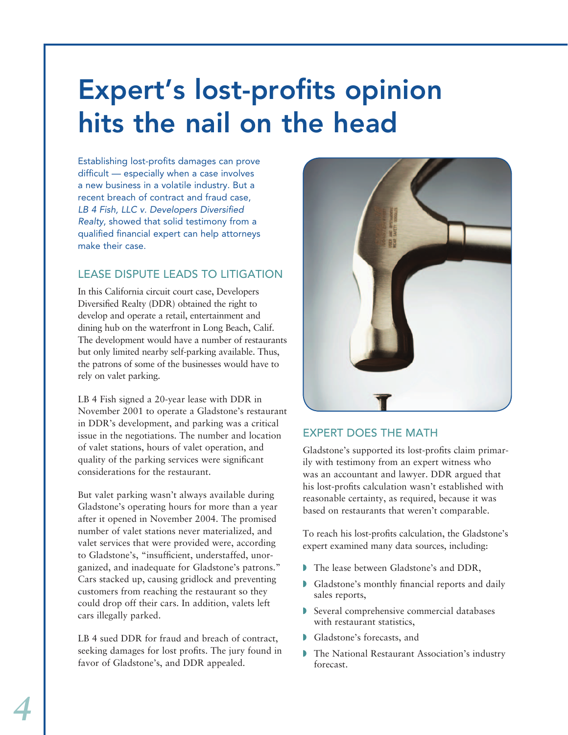# Expert's lost-profits opinion hits the nail on the head

Establishing lost-profits damages can prove difficult — especially when a case involves a new business in a volatile industry. But a recent breach of contract and fraud case, *LB 4 Fish, LLC v. Developers Diversified Realty*, showed that solid testimony from a qualified financial expert can help attorneys make their case.

## LEASE DISPUTE LEADS TO LITIGATION

In this California circuit court case, Developers Diversified Realty (DDR) obtained the right to develop and operate a retail, entertainment and dining hub on the waterfront in Long Beach, Calif. The development would have a number of restaurants but only limited nearby self-parking available. Thus, the patrons of some of the businesses would have to rely on valet parking.

LB 4 Fish signed a 20-year lease with DDR in November 2001 to operate a Gladstone's restaurant in DDR's development, and parking was a critical issue in the negotiations. The number and location of valet stations, hours of valet operation, and quality of the parking services were significant considerations for the restaurant.

But valet parking wasn't always available during Gladstone's operating hours for more than a year after it opened in November 2004. The promised number of valet stations never materialized, and valet services that were provided were, according to Gladstone's, "insufficient, understaffed, unorganized, and inadequate for Gladstone's patrons." Cars stacked up, causing gridlock and preventing customers from reaching the restaurant so they could drop off their cars. In addition, valets left cars illegally parked.

LB 4 sued DDR for fraud and breach of contract, seeking damages for lost profits. The jury found in favor of Gladstone's, and DDR appealed.

## EXPERT DOES THE MATH

Gladstone's supported its lost-profits claim primarily with testimony from an expert witness who was an accountant and lawyer. DDR argued that his lost-profits calculation wasn't established with reasonable certainty, as required, because it was based on restaurants that weren't comparable.

To reach his lost-profits calculation, the Gladstone's expert examined many data sources, including:

- The lease between Gladstone's and DDR,
- Gladstone's monthly financial reports and daily sales reports,
- Several comprehensive commercial databases with restaurant statistics,
- Gladstone's forecasts, and
- The National Restaurant Association's industry forecast.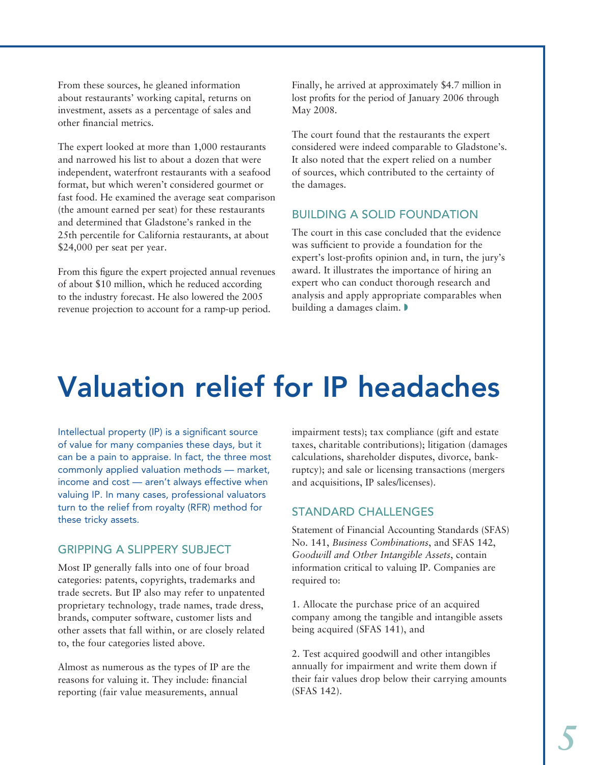From these sources, he gleaned information about restaurants' working capital, returns on investment, assets as a percentage of sales and other financial metrics.

The expert looked at more than 1,000 restaurants and narrowed his list to about a dozen that were independent, waterfront restaurants with a seafood format, but which weren't considered gourmet or fast food. He examined the average seat comparison (the amount earned per seat) for these restaurants and determined that Gladstone's ranked in the 25th percentile for California restaurants, at about $24,000 per seat per year.

From this figure the expert projected annual revenues of about $10 million, which he reduced according to the industry forecast. He also lowered the 2005 revenue projection to account for a ramp-up period.

Finally, he arrived at approximately $4.7 million in lost profits for the period of January 2006 through May 2008.

The court found that the restaurants the expert considered were indeed comparable to Gladstone's. It also noted that the expert relied on a number of sources, which contributed to the certainty of the damages.

## BUILDING A SOLID FOUNDATION

The court in this case concluded that the evidence was sufficient to provide a foundation for the expert's lost-profits opinion and, in turn, the jury's award. It illustrates the importance of hiring an expert who can conduct thorough research and analysis and apply appropriate comparables when building a damages claim.

# Valuation relief for IP headaches

Intellectual property (IP) is a significant source of value for many companies these days, but it can be a pain to appraise. In fact, the three most commonly applied valuation methods — market, income and cost — aren't always effective when valuing IP. In many cases, professional valuators turn to the relief from royalty (RFR) method for these tricky assets.

## GRIPPING A SLIPPERY SUBJECT

Most IP generally falls into one of four broad categories: patents, copyrights, trademarks and trade secrets. But IP also may refer to unpatented proprietary technology, trade names, trade dress, brands, computer software, customer lists and other assets that fall within, or are closely related to, the four categories listed above.

Almost as numerous as the types of IP are the reasons for valuing it. They include: financial reporting (fair value measurements, annual impairment tests); tax compliance (gift and estate taxes, charitable contributions); litigation (damages calculations, shareholder disputes, divorce, bankruptcy); and sale or licensing transactions (mergers and acquisitions, IP sales/licenses).

## STANDARD CHALLENGES

Statement of Financial Accounting Standards (SFAS) No. 141, *Business Combinations*, and SFAS 142, *Goodwill and Other Intangible Assets*, contain information critical to valuing IP. Companies are required to:

1. Allocate the purchase price of an acquired company among the tangible and intangible assets being acquired (SFAS 141), and

2. Test acquired goodwill and other intangibles annually for impairment and write them down if their fair values drop below their carrying amounts (SFAS 142).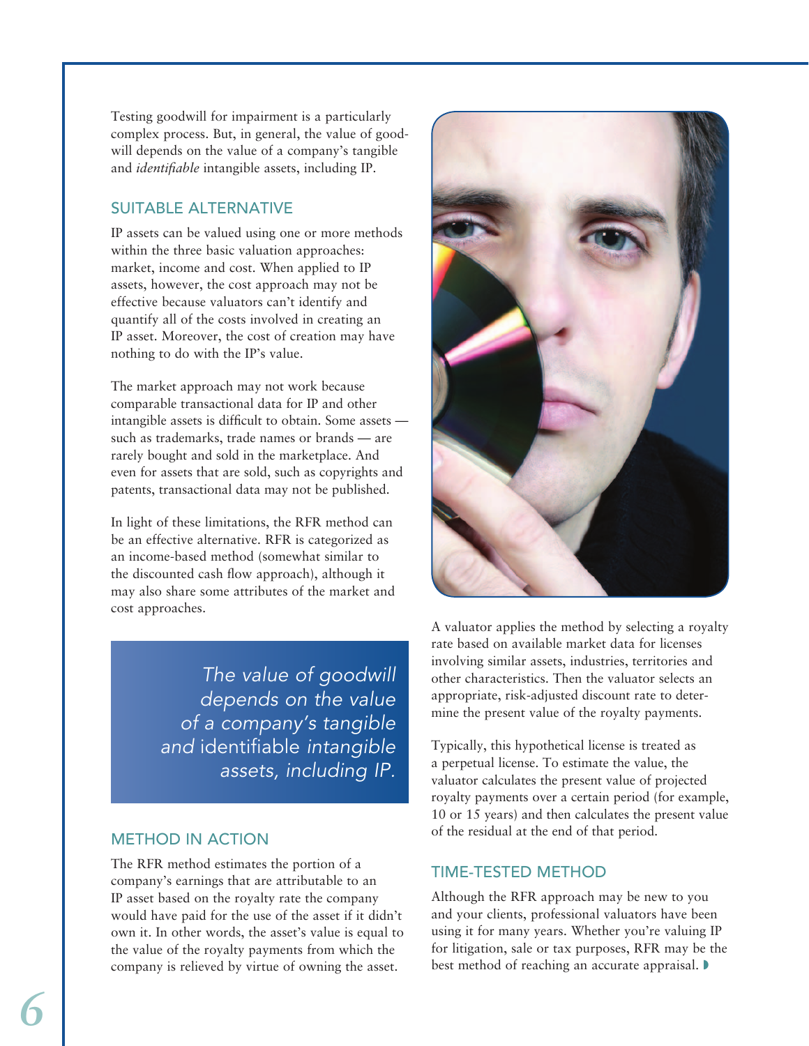Testing goodwill for impairment is a particularly complex process. But, in general, the value of goodwill depends on the value of a company's tangible and *identifiable* intangible assets, including IP.

## SUITABLE ALTERNATIVE

IP assets can be valued using one or more methods within the three basic valuation approaches: market, income and cost. When applied to IP assets, however, the cost approach may not be effective because valuators can't identify and quantify all of the costs involved in creating an IP asset. Moreover, the cost of creation may have nothing to do with the IP's value.

The market approach may not work because comparable transactional data for IP and other intangible assets is difficult to obtain. Some assets — such as trademarks, trade names or brands — are rarely bought and sold in the marketplace. And even for assets that are sold, such as copyrights and patents, transactional data may not be published.

In light of these limitations, the RFR method can be an effective alternative. RFR is categorized as an income-based method (somewhat similar to the discounted cash flow approach), although it may also share some attributes of the market and cost approaches.

> *The value of goodwill depends on the value of a company's tangible and* identifiable *intangible assets, including IP.*

## METHOD IN ACTION

The RFR method estimates the portion of a company's earnings that are attributable to an IP asset based on the royalty rate the company would have paid for the use of the asset if it didn't own it. In other words, the asset's value is equal to the value of the royalty payments from which the company is relieved by virtue of owning the asset.

A valuator applies the method by selecting a royalty rate based on available market data for licenses involving similar assets, industries, territories and other characteristics. Then the valuator selects an appropriate, risk-adjusted discount rate to determine the present value of the royalty payments.

Typically, this hypothetical license is treated as a perpetual license. To estimate the value, the valuator calculates the present value of projected royalty payments over a certain period (for example, 10 or 15 years) and then calculates the present value of the residual at the end of that period.

## TIME-TESTED METHOD

Although the RFR approach may be new to you and your clients, professional valuators have been using it for many years. Whether you're valuing IP for litigation, sale or tax purposes, RFR may be the best method of reaching an accurate appraisal.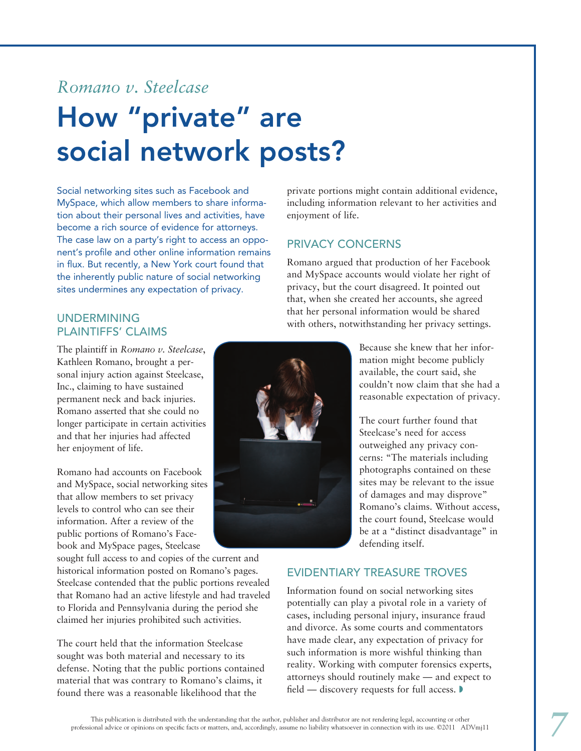*Romano v. Steelcase*

# How "private" are social network posts?

Social networking sites such as Facebook and MySpace, which allow members to share information about their personal lives and activities, have become a rich source of evidence for attorneys. The case law on a party's right to access an opponent's profile and other online information remains in flux. But recently, a New York court found that the inherently public nature of social networking sites undermines any expectation of privacy.

## UNDERMINING PLAINTIFFS' CLAIMS

The plaintiff in *Romano v. Steelcase*, Kathleen Romano, brought a personal injury action against Steelcase, Inc., claiming to have sustained permanent neck and back injuries. Romano asserted that she could no longer participate in certain activities and that her injuries had affected her enjoyment of life.

Romano had accounts on Facebook and MySpace, social networking sites that allow members to set privacy levels to control who can see their information. After a review of the public portions of Romano's Facebook and MySpace pages, Steelcase sought full access to and copies of the current and historical information posted on Romano's pages. Steelcase contended that the public portions revealed that Romano had an active lifestyle and had traveled to Florida and Pennsylvania during the period she claimed her injuries prohibited such activities.

The court held that the information Steelcase sought was both material and necessary to its defense. Noting that the public portions contained material that was contrary to Romano's claims, it found there was a reasonable likelihood that the private portions might contain additional evidence, including information relevant to her activities and enjoyment of life.

## PRIVACY CONCERNS

Romano argued that production of her Facebook and MySpace accounts would violate her right of privacy, but the court disagreed. It pointed out that, when she created her accounts, she agreed that her personal information would be shared with others, notwithstanding her privacy settings.

Because she knew that her information might become publicly available, the court said, she couldn't now claim that she had a reasonable expectation of privacy.

The court further found that Steelcase's need for access outweighed any privacy concerns: "The materials including photographs contained on these sites may be relevant to the issue of damages and may disprove" Romano's claims. Without access, the court found, Steelcase would be at a "distinct disadvantage" in defending itself.

## EVIDENTIARY TREASURE TROVES

Information found on social networking sites potentially can play a pivotal role in a variety of cases, including personal injury, insurance fraud and divorce. As some courts and commentators have made clear, any expectation of privacy for such information is more wishful thinking than reality. Working with computer forensics experts, attorneys should routinely make — and expect to field — discovery requests for full access.

This publication is distributed with the understanding that the author, publisher and distributor are not rendering legal, accounting or other professional advice or opinions on specific facts or matters, and, accordingly, assume no liability whatsoever in connection with its use. ©2011 ADVmj11